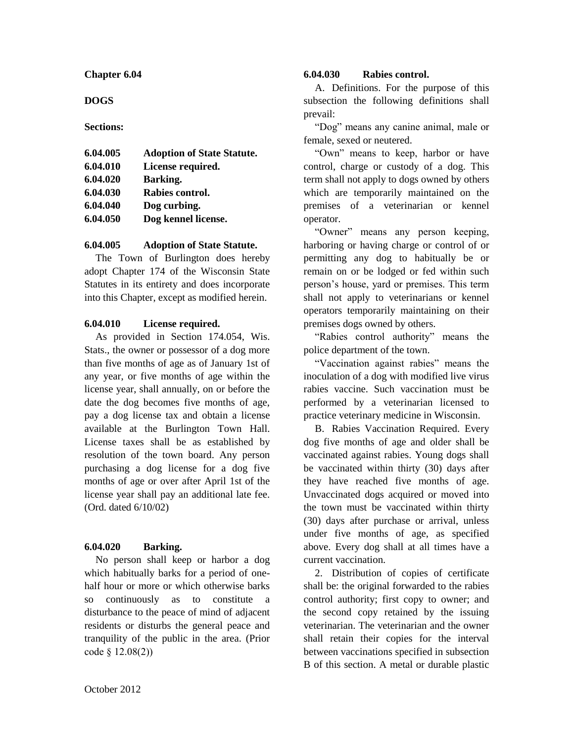# Chapter 6.04

# DOGS

**Sections:**

| | |
|---|---|
| **6.04.005** | **Adoption of State Statute.** |
| **6.04.010** | **License required.** |
| **6.04.020** | **Barking.** |
| **6.04.030** | **Rabies control.** |
| **6.04.040** | **Dog curbing.** |
| **6.04.050** | **Dog kennel license.** |

## 6.04.005 Adoption of State Statute.

The Town of Burlington does hereby adopt Chapter 174 of the Wisconsin State Statutes in its entirety and does incorporate into this Chapter, except as modified herein.

## 6.04.010 License required.

As provided in Section 174.054, Wis. Stats., the owner or possessor of a dog more than five months of age as of January 1st of any year, or five months of age within the license year, shall annually, on or before the date the dog becomes five months of age, pay a dog license tax and obtain a license available at the Burlington Town Hall. License taxes shall be as established by resolution of the town board. Any person purchasing a dog license for a dog five months of age or over after April 1st of the license year shall pay an additional late fee. (Ord. dated 6/10/02)

## 6.04.020 Barking.

No person shall keep or harbor a dog which habitually barks for a period of one-half hour or more or which otherwise barks so continuously as to constitute a disturbance to the peace of mind of adjacent residents or disturbs the general peace and tranquility of the public in the area. (Prior code § 12.08(2))

## 6.04.030 Rabies control.

A. Definitions. For the purpose of this subsection the following definitions shall prevail:

"Dog" means any canine animal, male or female, sexed or neutered.

"Own" means to keep, harbor or have control, charge or custody of a dog. This term shall not apply to dogs owned by others which are temporarily maintained on the premises of a veterinarian or kennel operator.

"Owner" means any person keeping, harboring or having charge or control of or permitting any dog to habitually be or remain on or be lodged or fed within such person's house, yard or premises. This term shall not apply to veterinarians or kennel operators temporarily maintaining on their premises dogs owned by others.

"Rabies control authority" means the police department of the town.

"Vaccination against rabies" means the inoculation of a dog with modified live virus rabies vaccine. Such vaccination must be performed by a veterinarian licensed to practice veterinary medicine in Wisconsin.

B. Rabies Vaccination Required. Every dog five months of age and older shall be vaccinated against rabies. Young dogs shall be vaccinated within thirty (30) days after they have reached five months of age. Unvaccinated dogs acquired or moved into the town must be vaccinated within thirty (30) days after purchase or arrival, unless under five months of age, as specified above. Every dog shall at all times have a current vaccination.

2. Distribution of copies of certificate shall be: the original forwarded to the rabies control authority; first copy to owner; and the second copy retained by the issuing veterinarian. The veterinarian and the owner shall retain their copies for the interval between vaccinations specified in subsection B of this section. A metal or durable plastic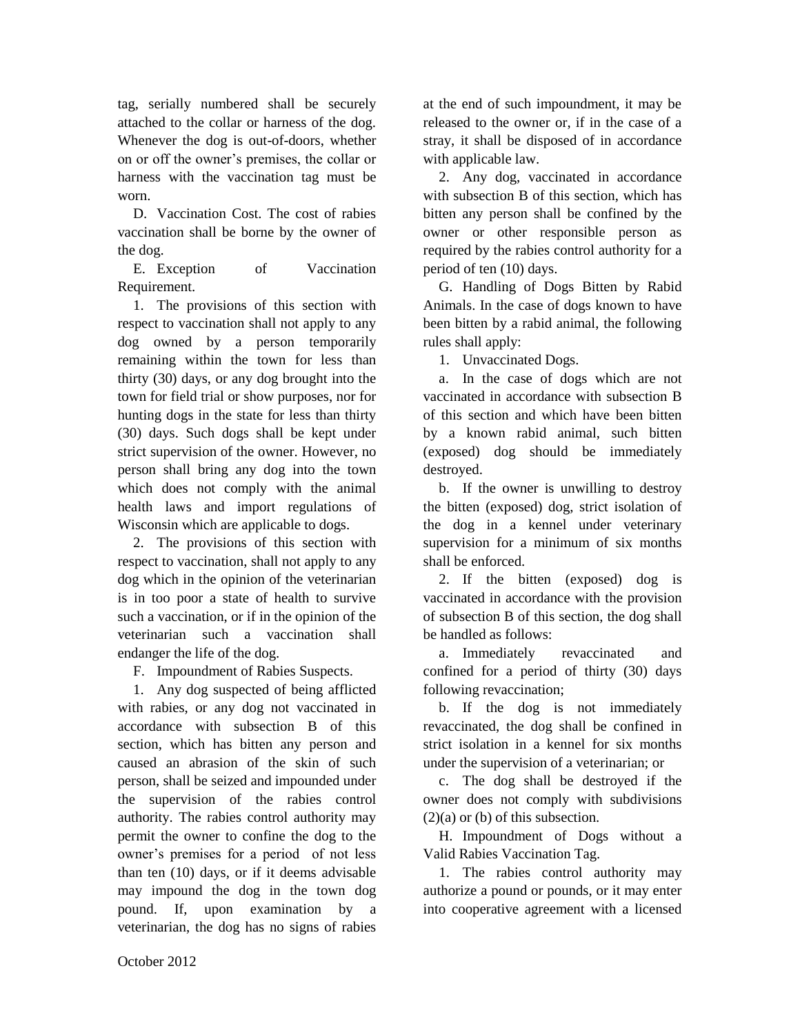tag, serially numbered shall be securely attached to the collar or harness of the dog. Whenever the dog is out-of-doors, whether on or off the owner's premises, the collar or harness with the vaccination tag must be worn.

D. Vaccination Cost. The cost of rabies vaccination shall be borne by the owner of the dog.

E. Exception of Vaccination Requirement.

1. The provisions of this section with respect to vaccination shall not apply to any dog owned by a person temporarily remaining within the town for less than thirty (30) days, or any dog brought into the town for field trial or show purposes, nor for hunting dogs in the state for less than thirty (30) days. Such dogs shall be kept under strict supervision of the owner. However, no person shall bring any dog into the town which does not comply with the animal health laws and import regulations of Wisconsin which are applicable to dogs.

2. The provisions of this section with respect to vaccination, shall not apply to any dog which in the opinion of the veterinarian is in too poor a state of health to survive such a vaccination, or if in the opinion of the veterinarian such a vaccination shall endanger the life of the dog.

F. Impoundment of Rabies Suspects.

1. Any dog suspected of being afflicted with rabies, or any dog not vaccinated in accordance with subsection B of this section, which has bitten any person and caused an abrasion of the skin of such person, shall be seized and impounded under the supervision of the rabies control authority. The rabies control authority may permit the owner to confine the dog to the owner's premises for a period of not less than ten (10) days, or if it deems advisable may impound the dog in the town dog pound. If, upon examination by a veterinarian, the dog has no signs of rabies at the end of such impoundment, it may be released to the owner or, if in the case of a stray, it shall be disposed of in accordance with applicable law.

2. Any dog, vaccinated in accordance with subsection B of this section, which has bitten any person shall be confined by the owner or other responsible person as required by the rabies control authority for a period of ten (10) days.

G. Handling of Dogs Bitten by Rabid Animals. In the case of dogs known to have been bitten by a rabid animal, the following rules shall apply:

1. Unvaccinated Dogs.

a. In the case of dogs which are not vaccinated in accordance with subsection B of this section and which have been bitten by a known rabid animal, such bitten (exposed) dog should be immediately destroyed.

b. If the owner is unwilling to destroy the bitten (exposed) dog, strict isolation of the dog in a kennel under veterinary supervision for a minimum of six months shall be enforced.

2. If the bitten (exposed) dog is vaccinated in accordance with the provision of subsection B of this section, the dog shall be handled as follows:

a. Immediately revaccinated and confined for a period of thirty (30) days following revaccination;

b. If the dog is not immediately revaccinated, the dog shall be confined in strict isolation in a kennel for six months under the supervision of a veterinarian; or

c. The dog shall be destroyed if the owner does not comply with subdivisions (2)(a) or (b) of this subsection.

H. Impoundment of Dogs without a Valid Rabies Vaccination Tag.

1. The rabies control authority may authorize a pound or pounds, or it may enter into cooperative agreement with a licensed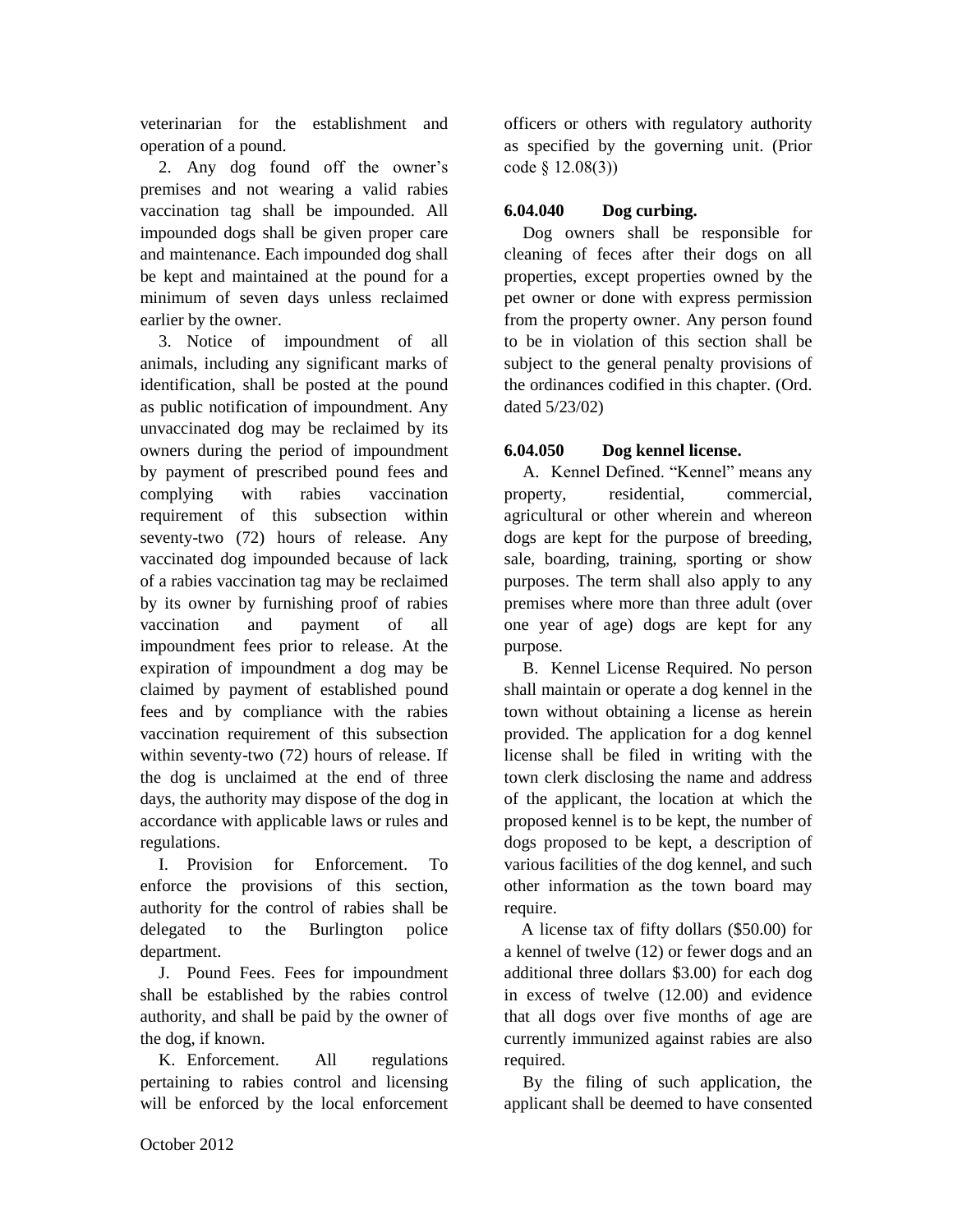veterinarian for the establishment and operation of a pound.

2. Any dog found off the owner's premises and not wearing a valid rabies vaccination tag shall be impounded. All impounded dogs shall be given proper care and maintenance. Each impounded dog shall be kept and maintained at the pound for a minimum of seven days unless reclaimed earlier by the owner.

3. Notice of impoundment of all animals, including any significant marks of identification, shall be posted at the pound as public notification of impoundment. Any unvaccinated dog may be reclaimed by its owners during the period of impoundment by payment of prescribed pound fees and complying with rabies vaccination requirement of this subsection within seventy-two (72) hours of release. Any vaccinated dog impounded because of lack of a rabies vaccination tag may be reclaimed by its owner by furnishing proof of rabies vaccination and payment of all impoundment fees prior to release. At the expiration of impoundment a dog may be claimed by payment of established pound fees and by compliance with the rabies vaccination requirement of this subsection within seventy-two (72) hours of release. If the dog is unclaimed at the end of three days, the authority may dispose of the dog in accordance with applicable laws or rules and regulations.

I. Provision for Enforcement. To enforce the provisions of this section, authority for the control of rabies shall be delegated to the Burlington police department.

J. Pound Fees. Fees for impoundment shall be established by the rabies control authority, and shall be paid by the owner of the dog, if known.

K. Enforcement. All regulations pertaining to rabies control and licensing will be enforced by the local enforcement officers or others with regulatory authority as specified by the governing unit. (Prior code § 12.08(3))

**6.04.040 Dog curbing.**

Dog owners shall be responsible for cleaning of feces after their dogs on all properties, except properties owned by the pet owner or done with express permission from the property owner. Any person found to be in violation of this section shall be subject to the general penalty provisions of the ordinances codified in this chapter. (Ord. dated 5/23/02)

**6.04.050 Dog kennel license.**

A. Kennel Defined. "Kennel" means any property, residential, commercial, agricultural or other wherein and whereon dogs are kept for the purpose of breeding, sale, boarding, training, sporting or show purposes. The term shall also apply to any premises where more than three adult (over one year of age) dogs are kept for any purpose.

B. Kennel License Required. No person shall maintain or operate a dog kennel in the town without obtaining a license as herein provided. The application for a dog kennel license shall be filed in writing with the town clerk disclosing the name and address of the applicant, the location at which the proposed kennel is to be kept, the number of dogs proposed to be kept, a description of various facilities of the dog kennel, and such other information as the town board may require.

A license tax of fifty dollars ($50.00) for a kennel of twelve (12) or fewer dogs and an additional three dollars $3.00) for each dog in excess of twelve (12.00) and evidence that all dogs over five months of age are currently immunized against rabies are also required.

By the filing of such application, the applicant shall be deemed to have consented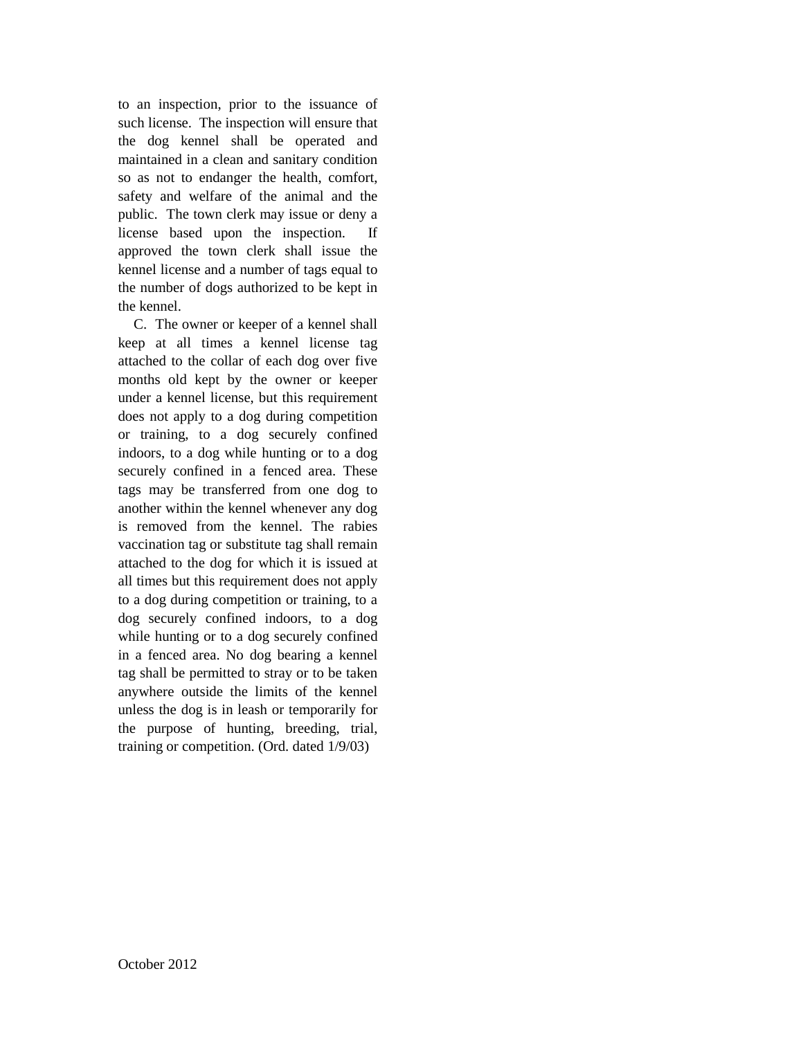to an inspection, prior to the issuance of such license. The inspection will ensure that the dog kennel shall be operated and maintained in a clean and sanitary condition so as not to endanger the health, comfort, safety and welfare of the animal and the public. The town clerk may issue or deny a license based upon the inspection. If approved the town clerk shall issue the kennel license and a number of tags equal to the number of dogs authorized to be kept in the kennel.

C. The owner or keeper of a kennel shall keep at all times a kennel license tag attached to the collar of each dog over five months old kept by the owner or keeper under a kennel license, but this requirement does not apply to a dog during competition or training, to a dog securely confined indoors, to a dog while hunting or to a dog securely confined in a fenced area. These tags may be transferred from one dog to another within the kennel whenever any dog is removed from the kennel. The rabies vaccination tag or substitute tag shall remain attached to the dog for which it is issued at all times but this requirement does not apply to a dog during competition or training, to a dog securely confined indoors, to a dog while hunting or to a dog securely confined in a fenced area. No dog bearing a kennel tag shall be permitted to stray or to be taken anywhere outside the limits of the kennel unless the dog is in leash or temporarily for the purpose of hunting, breeding, trial, training or competition. (Ord. dated 1/9/03)